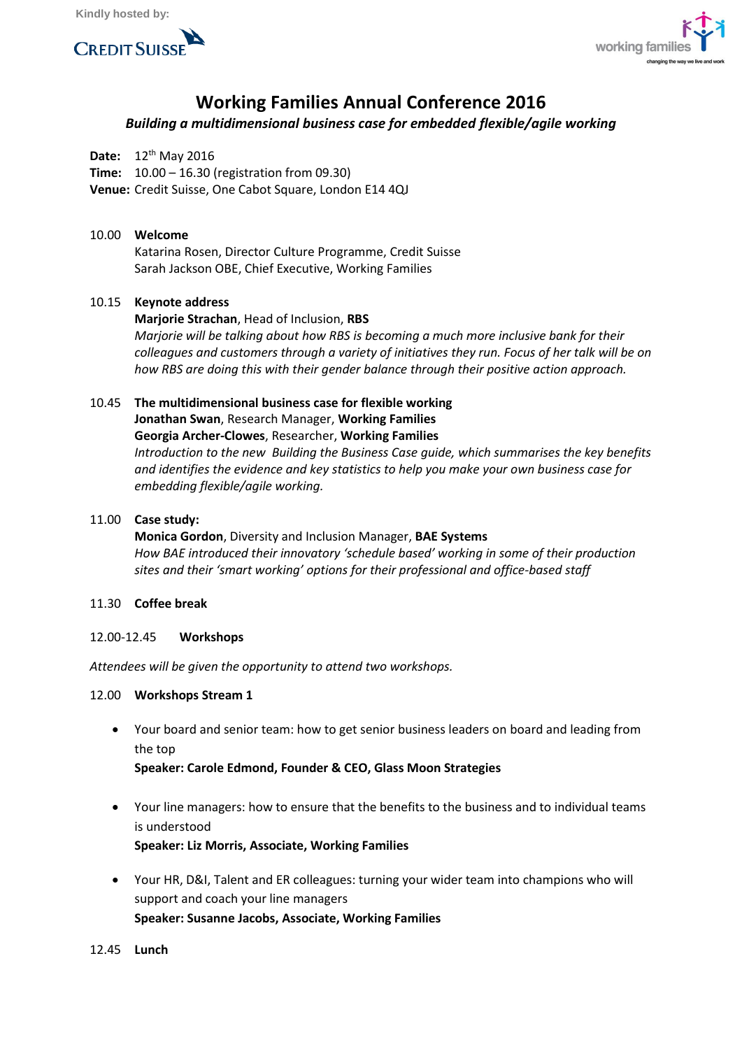Kindly hosted by:

CREDIT SUISSE

working families
changing the way we live and work

# Working Families Annual Conference 2016

***Building a multidimensional business case for embedded flexible/agile working***

**Date:** 12th May 2016
**Time:** 10.00 – 16.30 (registration from 09.30)
**Venue:** Credit Suisse, One Cabot Square, London E14 4QJ

10.00 **Welcome**
Katarina Rosen, Director Culture Programme, Credit Suisse
Sarah Jackson OBE, Chief Executive, Working Families

10.15 **Keynote address**
**Marjorie Strachan**, Head of Inclusion, **RBS**
*Marjorie will be talking about how RBS is becoming a much more inclusive bank for their colleagues and customers through a variety of initiatives they run. Focus of her talk will be on how RBS are doing this with their gender balance through their positive action approach.*

10.45 **The multidimensional business case for flexible working**
**Jonathan Swan**, Research Manager, **Working Families**
**Georgia Archer-Clowes**, Researcher, **Working Families**
*Introduction to the new Building the Business Case guide, which summarises the key benefits and identifies the evidence and key statistics to help you make your own business case for embedding flexible/agile working.*

11.00 **Case study:**
**Monica Gordon**, Diversity and Inclusion Manager, **BAE Systems**
*How BAE introduced their innovatory 'schedule based' working in some of their production sites and their 'smart working' options for their professional and office-based staff*

11.30 **Coffee break**

12.00-12.45 **Workshops**

*Attendees will be given the opportunity to attend two workshops.*

12.00 **Workshops Stream 1**

- Your board and senior team: how to get senior business leaders on board and leading from the top
  **Speaker: Carole Edmond, Founder & CEO, Glass Moon Strategies**

- Your line managers: how to ensure that the benefits to the business and to individual teams is understood
  **Speaker: Liz Morris, Associate, Working Families**

- Your HR, D&I, Talent and ER colleagues: turning your wider team into champions who will support and coach your line managers
  **Speaker: Susanne Jacobs, Associate, Working Families**

12.45 **Lunch**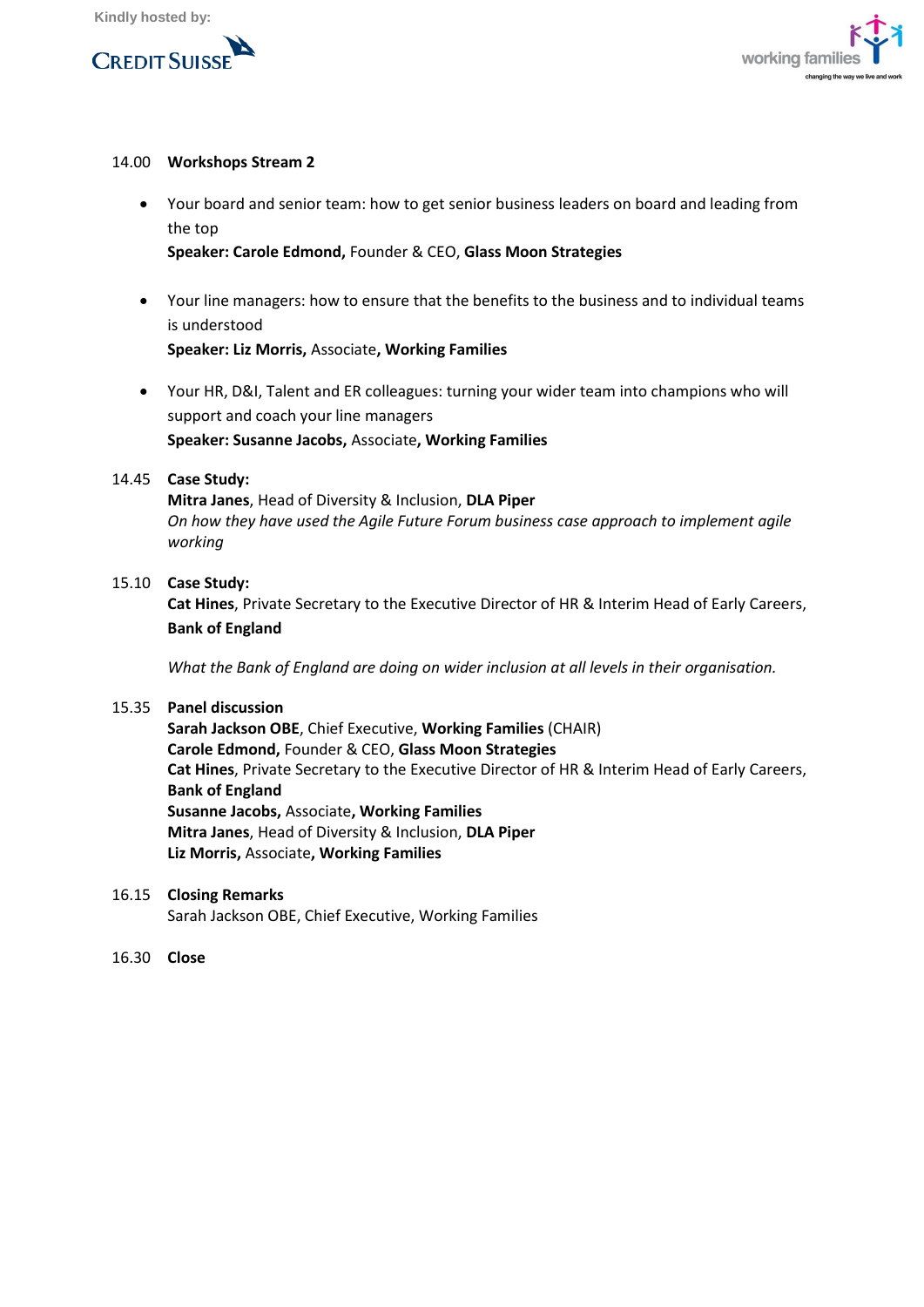14.00 **Workshops Stream 2**

- Your board and senior team: how to get senior business leaders on board and leading from the top
  **Speaker: Carole Edmond,** Founder & CEO, **Glass Moon Strategies**

- Your line managers: how to ensure that the benefits to the business and to individual teams is understood
  **Speaker: Liz Morris,** Associate**, Working Families**

- Your HR, D&I, Talent and ER colleagues: turning your wider team into champions who will support and coach your line managers
  **Speaker: Susanne Jacobs,** Associate**, Working Families**

14.45 **Case Study:**
**Mitra Janes**, Head of Diversity & Inclusion, **DLA Piper**
*On how they have used the Agile Future Forum business case approach to implement agile working*

15.10 **Case Study:**
**Cat Hines**, Private Secretary to the Executive Director of HR & Interim Head of Early Careers, **Bank of England**

*What the Bank of England are doing on wider inclusion at all levels in their organisation.*

15.35 **Panel discussion**
**Sarah Jackson OBE**, Chief Executive, **Working Families** (CHAIR)
**Carole Edmond,** Founder & CEO, **Glass Moon Strategies**
**Cat Hines**, Private Secretary to the Executive Director of HR & Interim Head of Early Careers, **Bank of England**
**Susanne Jacobs,** Associate**, Working Families**
**Mitra Janes**, Head of Diversity & Inclusion, **DLA Piper**
**Liz Morris,** Associate**, Working Families**

16.15 **Closing Remarks**
Sarah Jackson OBE, Chief Executive, Working Families

16.30 **Close**